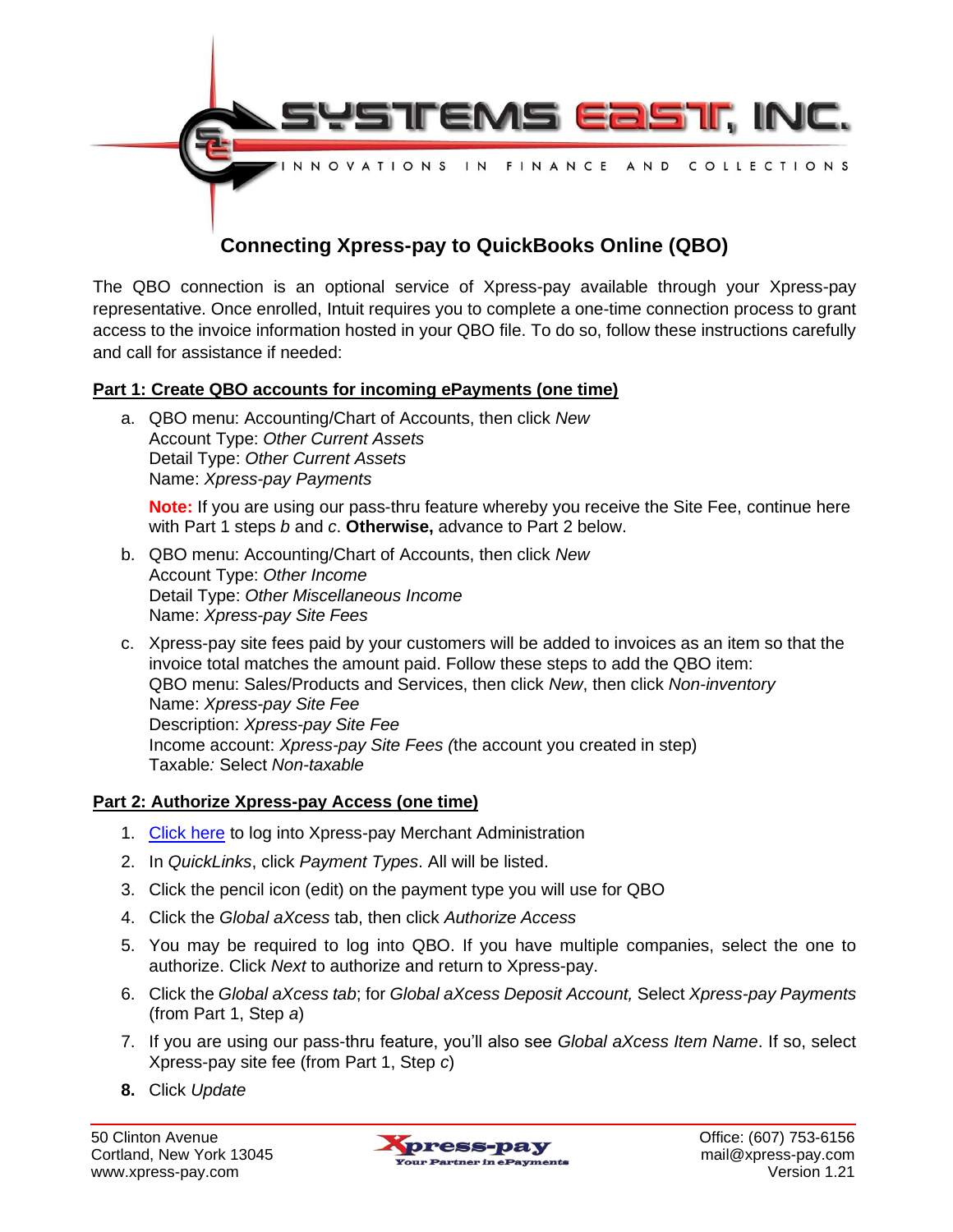SYSTEMS EAST, INC.

INNOVATIONS IN FINANCE AND COLLECTIONS

# Connecting Xpress-pay to QuickBooks Online (QBO)

The QBO connection is an optional service of Xpress-pay available through your Xpress-pay representative. Once enrolled, Intuit requires you to complete a one-time connection process to grant access to the invoice information hosted in your QBO file. To do so, follow these instructions carefully and call for assistance if needed:

## Part 1: Create QBO accounts for incoming ePayments (one time)

a. QBO menu: Accounting/Chart of Accounts, then click *New*  
Account Type: *Other Current Assets*  
Detail Type: *Other Current Assets*  
Name: *Xpress-pay Payments*

**Note:** If you are using our pass-thru feature whereby you receive the Site Fee, continue here with Part 1 steps *b* and *c*. **Otherwise,** advance to Part 2 below.

b. QBO menu: Accounting/Chart of Accounts, then click *New*  
Account Type: *Other Income*  
Detail Type: *Other Miscellaneous Income*  
Name: *Xpress-pay Site Fees*

c. Xpress-pay site fees paid by your customers will be added to invoices as an item so that the invoice total matches the amount paid. Follow these steps to add the QBO item:  
QBO menu: Sales/Products and Services, then click *New*, then click *Non-inventory*  
Name: *Xpress-pay Site Fee*  
Description: *Xpress-pay Site Fee*  
Income account: *Xpress-pay Site Fees (*the account you created in step)  
Taxable*:* Select *Non-taxable*

## Part 2: Authorize Xpress-pay Access (one time)

1. Click here to log into Xpress-pay Merchant Administration
2. In *QuickLinks*, click *Payment Types*. All will be listed.
3. Click the pencil icon (edit) on the payment type you will use for QBO
4. Click the *Global aXcess* tab, then click *Authorize Access*
5. You may be required to log into QBO. If you have multiple companies, select the one to authorize. Click *Next* to authorize and return to Xpress-pay.
6. Click the *Global aXcess tab*; for *Global aXcess Deposit Account,* Select *Xpress-pay Payments* (from Part 1, Step *a*)
7. If you are using our pass-thru feature, you'll also see *Global aXcess Item Name*. If so, select Xpress-pay site fee (from Part 1, Step *c*)
8. Click *Update*

50 Clinton Avenue  
Cortland, New York 13045  
www.xpress-pay.com

Xpress-pay  
Your Partner in ePayments

Office: (607) 753-6156  
mail@xpress-pay.com  
Version 1.21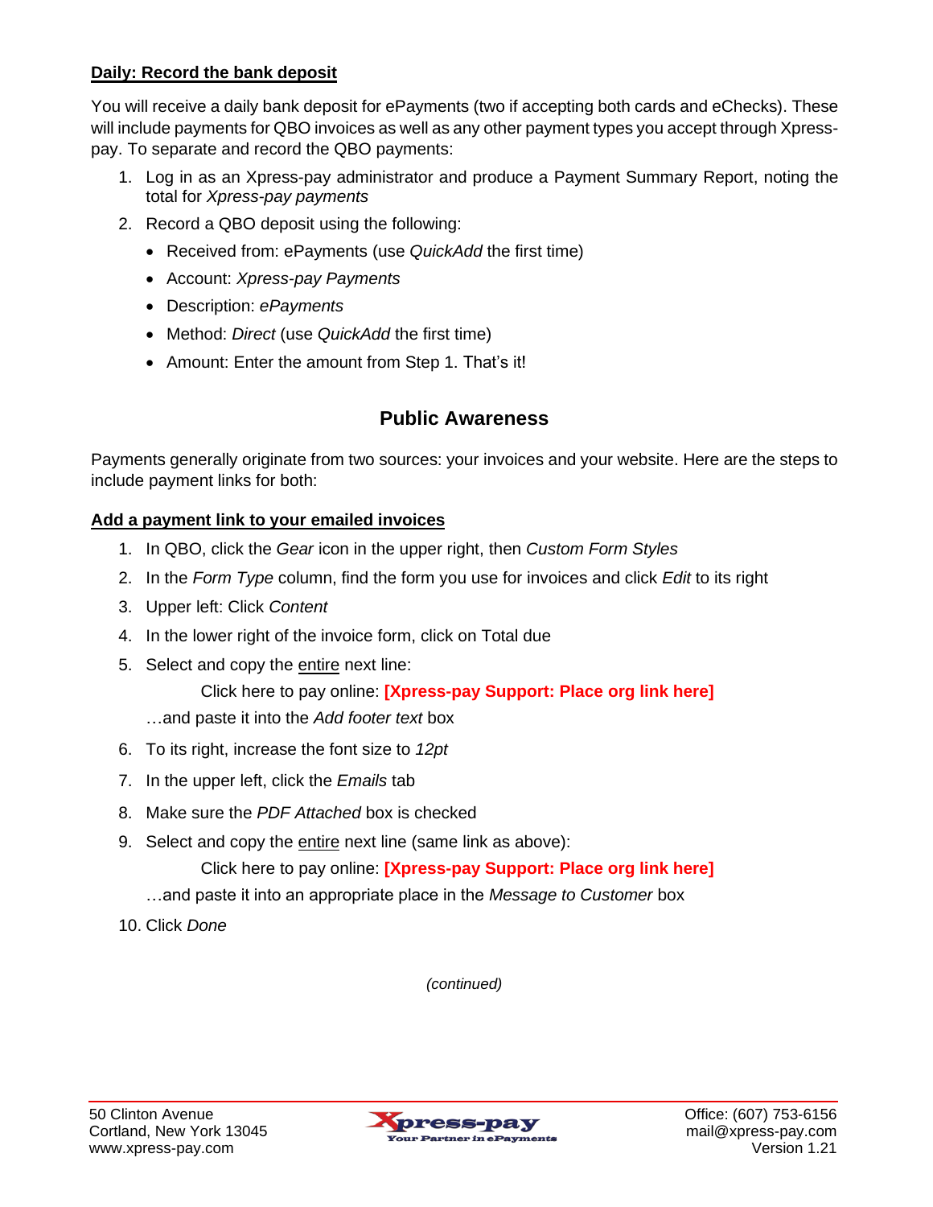**Daily: Record the bank deposit**

You will receive a daily bank deposit for ePayments (two if accepting both cards and eChecks). These will include payments for QBO invoices as well as any other payment types you accept through Xpress-pay. To separate and record the QBO payments:

1. Log in as an Xpress-pay administrator and produce a Payment Summary Report, noting the total for *Xpress-pay payments*
2. Record a QBO deposit using the following:
   - Received from: ePayments (use *QuickAdd* the first time)
   - Account: *Xpress-pay Payments*
   - Description: *ePayments*
   - Method: *Direct* (use *QuickAdd* the first time)
   - Amount: Enter the amount from Step 1. That's it!

## Public Awareness

Payments generally originate from two sources: your invoices and your website. Here are the steps to include payment links for both:

**Add a payment link to your emailed invoices**

1. In QBO, click the *Gear* icon in the upper right, then *Custom Form Styles*
2. In the *Form Type* column, find the form you use for invoices and click *Edit* to its right
3. Upper left: Click *Content*
4. In the lower right of the invoice form, click on Total due
5. Select and copy the entire next line:

   Click here to pay online: **[Xpress-pay Support: Place org link here]**

   …and paste it into the *Add footer text* box
6. To its right, increase the font size to *12pt*
7. In the upper left, click the *Emails* tab
8. Make sure the *PDF Attached* box is checked
9. Select and copy the entire next line (same link as above):

   Click here to pay online: **[Xpress-pay Support: Place org link here]**

   …and paste it into an appropriate place in the *Message to Customer* box
10. Click *Done*

*(continued)*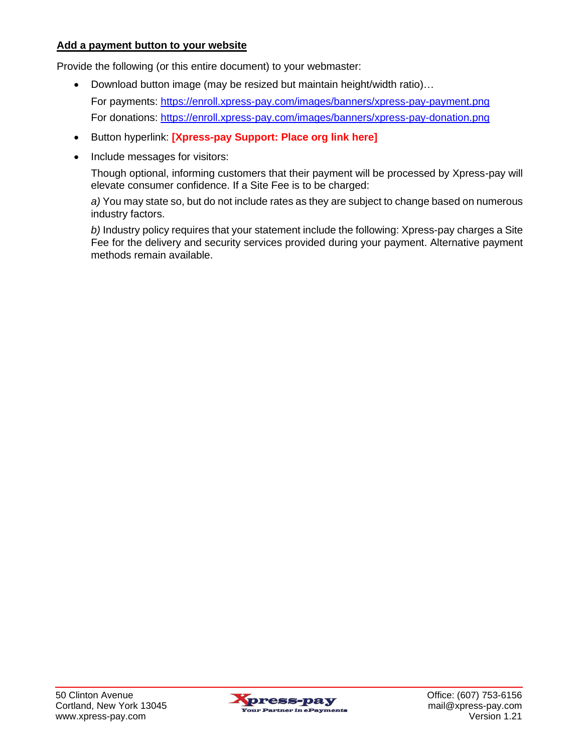**Add a payment button to your website**

Provide the following (or this entire document) to your webmaster:

- Download button image (may be resized but maintain height/width ratio)…

  For payments: https://enroll.xpress-pay.com/images/banners/xpress-pay-payment.png

  For donations: https://enroll.xpress-pay.com/images/banners/xpress-pay-donation.png

- Button hyperlink: **[Xpress-pay Support: Place org link here]**

- Include messages for visitors:

  Though optional, informing customers that their payment will be processed by Xpress-pay will elevate consumer confidence. If a Site Fee is to be charged:

  *a)* You may state so, but do not include rates as they are subject to change based on numerous industry factors.

  *b)* Industry policy requires that your statement include the following: Xpress-pay charges a Site Fee for the delivery and security services provided during your payment. Alternative payment methods remain available.